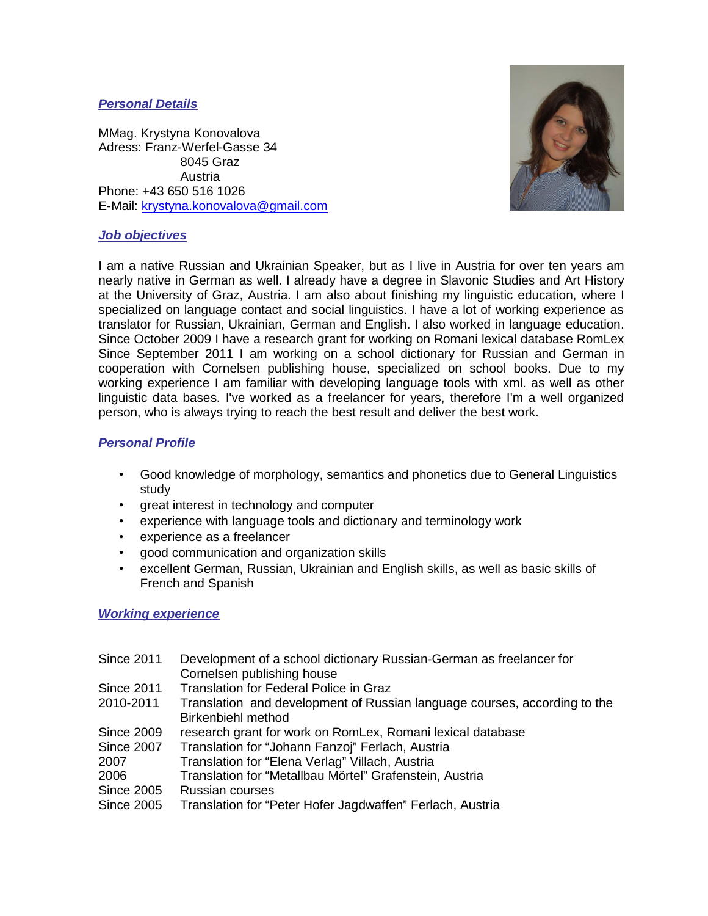## *Personal Details*

MMag. Krystyna Konovalova
Adress: Franz-Werfel-Gasse 34
8045 Graz
Austria
Phone: +43 650 516 1026
E-Mail: krystyna.konovalova@gmail.com

## *Job objectives*

I am a native Russian and Ukrainian Speaker, but as I live in Austria for over ten years am nearly native in German as well. I already have a degree in Slavonic Studies and Art History at the University of Graz, Austria. I am also about finishing my linguistic education, where I specialized on language contact and social linguistics. I have a lot of working experience as translator for Russian, Ukrainian, German and English. I also worked in language education. Since October 2009 I have a research grant for working on Romani lexical database RomLex Since September 2011 I am working on a school dictionary for Russian and German in cooperation with Cornelsen publishing house, specialized on school books. Due to my working experience I am familiar with developing language tools with xml. as well as other linguistic data bases. I've worked as a freelancer for years, therefore I'm a well organized person, who is always trying to reach the best result and deliver the best work.

## *Personal Profile*

- Good knowledge of morphology, semantics and phonetics due to General Linguistics study
- great interest in technology and computer
- experience with language tools and dictionary and terminology work
- experience as a freelancer
- good communication and organization skills
- excellent German, Russian, Ukrainian and English skills, as well as basic skills of French and Spanish

## *Working experience*

| | |
|---|---|
| Since 2011 | Development of a school dictionary Russian-German as freelancer for Cornelsen publishing house |
| Since 2011 | Translation for Federal Police in Graz |
| 2010-2011 | Translation and development of Russian language courses, according to the Birkenbiehl method |
| Since 2009 | research grant for work on RomLex, Romani lexical database |
| Since 2007 | Translation for "Johann Fanzoj" Ferlach, Austria |
| 2007 | Translation for "Elena Verlag" Villach, Austria |
| 2006 | Translation for "Metallbau Mörtel" Grafenstein, Austria |
| Since 2005 | Russian courses |
| Since 2005 | Translation for "Peter Hofer Jagdwaffen" Ferlach, Austria |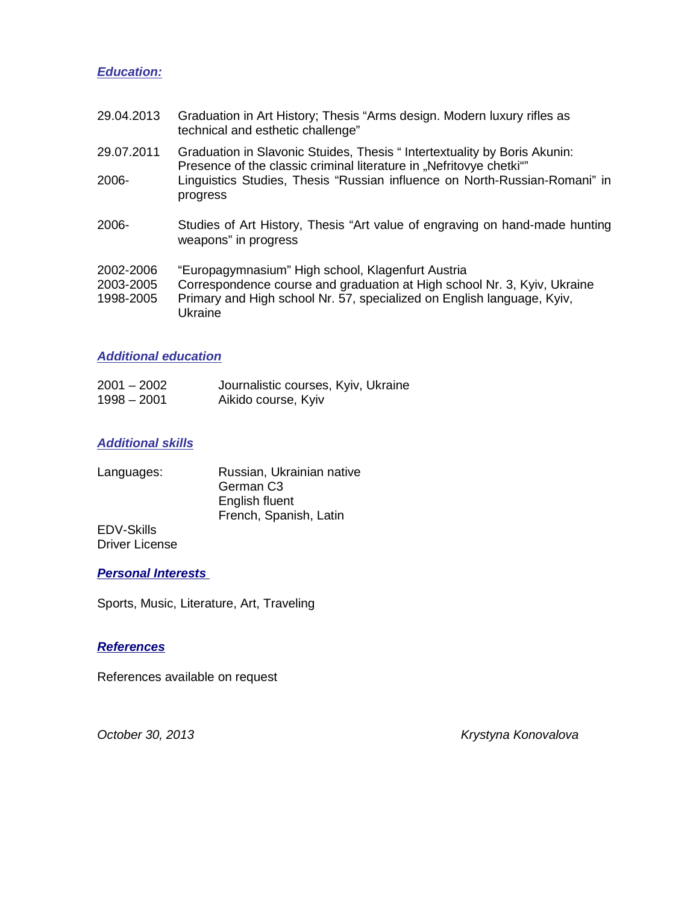## ***Education:***

| | |
|---|---|
| 29.04.2013 | Graduation in Art History; Thesis “Arms design. Modern luxury rifles as technical and esthetic challenge” |
| 29.07.2011 | Graduation in Slavonic Stuides, Thesis “ Intertextuality by Boris Akunin: Presence of the classic criminal literature in „Nefritovye chetki“” |
| 2006- | Linguistics Studies, Thesis “Russian influence on North-Russian-Romani” in progress |
| 2006- | Studies of Art History, Thesis “Art value of engraving on hand-made hunting weapons” in progress |
| 2002-2006 | “Europagymnasium” High school, Klagenfurt Austria |
| 2003-2005 | Correspondence course and graduation at High school Nr. 3, Kyiv, Ukraine |
| 1998-2005 | Primary and High school Nr. 57, specialized on English language, Kyiv, Ukraine |

## ***Additional education***

| | |
|---|---|
| 2001 – 2002 | Journalistic courses, Kyiv, Ukraine |
| 1998 – 2001 | Aikido course, Kyiv |

## ***Additional skills***

| | |
|---|---|
| Languages: | Russian, Ukrainian native |
| | German C3 |
| | English fluent |
| | French, Spanish, Latin |
| EDV-Skills | |
| Driver License | |

## ***Personal Interests***

Sports, Music, Literature, Art, Traveling

## ***References***

References available on request

*October 30, 2013* *Krystyna Konovalova*